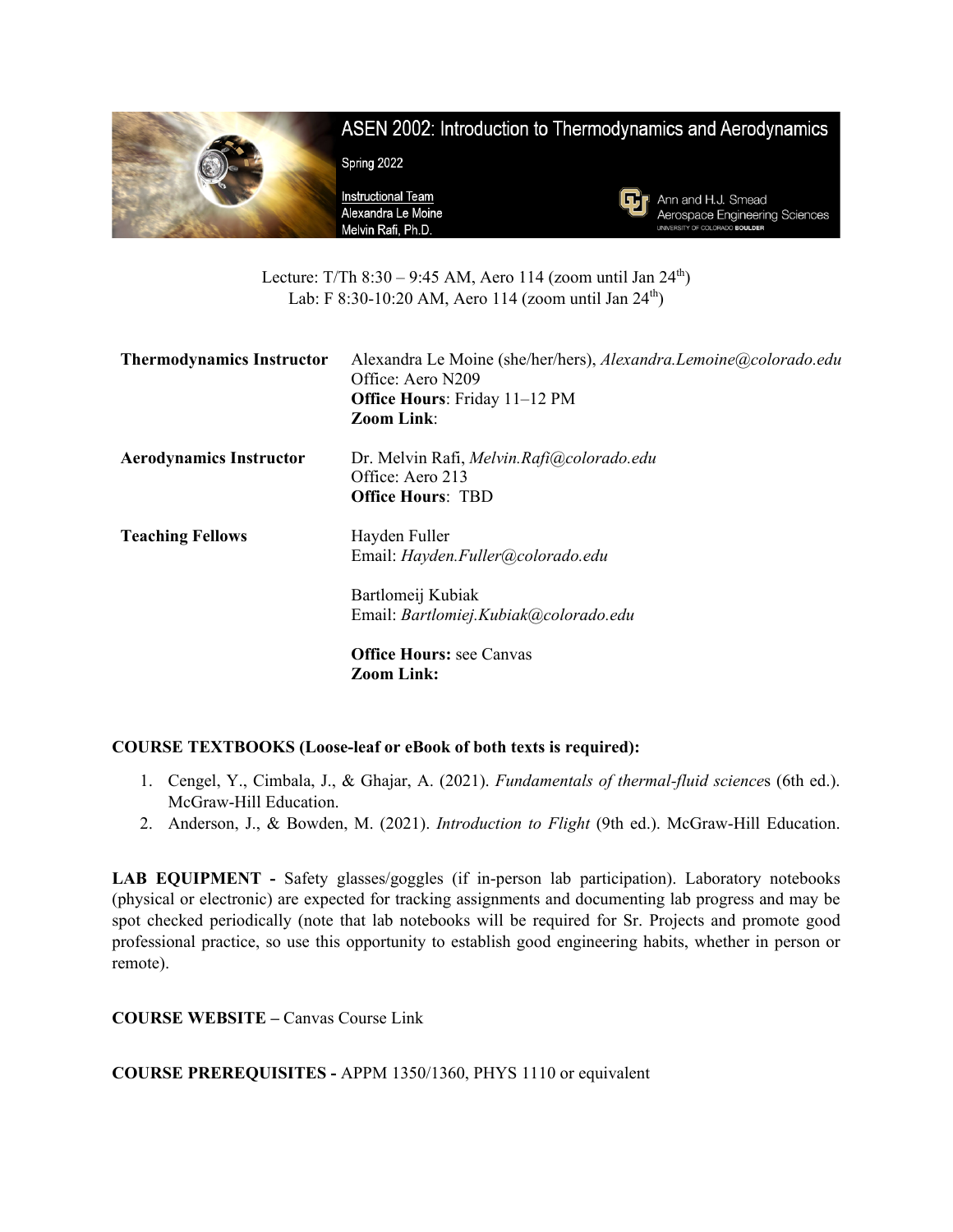# ASEN 2002: Introduction to Thermodynamics and Aerodynamics

Spring 2022

Instructional Team
Alexandra Le Moine
Melvin Rafi, Ph.D.

Ann and H.J. Smead Aerospace Engineering Sciences
UNIVERSITY OF COLORADO BOULDER

Lecture: T/Th 8:30 – 9:45 AM, Aero 114 (zoom until Jan 24th)
Lab: F 8:30-10:20 AM, Aero 114 (zoom until Jan 24th)

**Thermodynamics Instructor**
Alexandra Le Moine (she/her/hers), *Alexandra.Lemoine@colorado.edu*
Office: Aero N209
**Office Hours**: Friday 11–12 PM
**Zoom Link**:

**Aerodynamics Instructor**
Dr. Melvin Rafi, *Melvin.Rafi@colorado.edu*
Office: Aero 213
**Office Hours**: TBD

**Teaching Fellows**
Hayden Fuller
Email: *Hayden.Fuller@colorado.edu*

Bartlomeij Kubiak
Email: *Bartlomiej.Kubiak@colorado.edu*

**Office Hours:** see Canvas
**Zoom Link:**

**COURSE TEXTBOOKS (Loose-leaf or eBook of both texts is required):**

1. Cengel, Y., Cimbala, J., & Ghajar, A. (2021). *Fundamentals of thermal-fluid sciences* (6th ed.). McGraw-Hill Education.
2. Anderson, J., & Bowden, M. (2021). *Introduction to Flight* (9th ed.). McGraw-Hill Education.

**LAB EQUIPMENT -** Safety glasses/goggles (if in-person lab participation). Laboratory notebooks (physical or electronic) are expected for tracking assignments and documenting lab progress and may be spot checked periodically (note that lab notebooks will be required for Sr. Projects and promote good professional practice, so use this opportunity to establish good engineering habits, whether in person or remote).

**COURSE WEBSITE –** Canvas Course Link

**COURSE PREREQUISITES -** APPM 1350/1360, PHYS 1110 or equivalent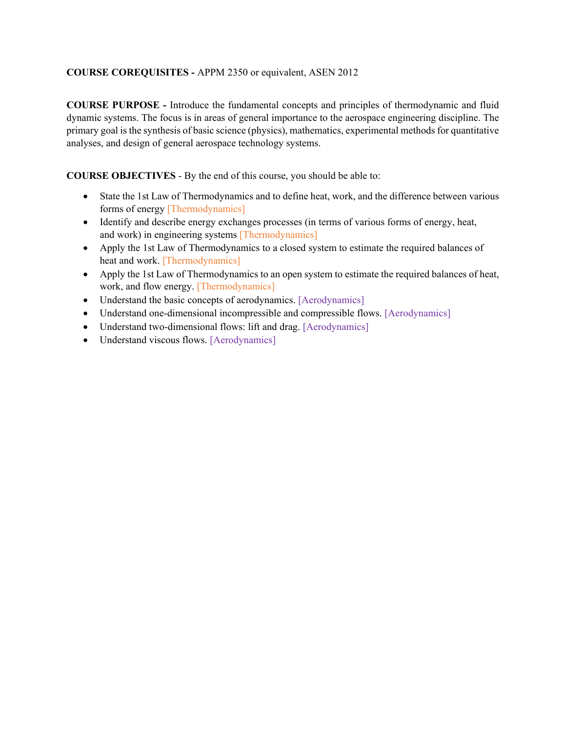**COURSE COREQUISITES -** APPM 2350 or equivalent, ASEN 2012

**COURSE PURPOSE -** Introduce the fundamental concepts and principles of thermodynamic and fluid dynamic systems. The focus is in areas of general importance to the aerospace engineering discipline. The primary goal is the synthesis of basic science (physics), mathematics, experimental methods for quantitative analyses, and design of general aerospace technology systems.

**COURSE OBJECTIVES** - By the end of this course, you should be able to:

- State the 1st Law of Thermodynamics and to define heat, work, and the difference between various forms of energy [Thermodynamics]
- Identify and describe energy exchanges processes (in terms of various forms of energy, heat, and work) in engineering systems [Thermodynamics]
- Apply the 1st Law of Thermodynamics to a closed system to estimate the required balances of heat and work. [Thermodynamics]
- Apply the 1st Law of Thermodynamics to an open system to estimate the required balances of heat, work, and flow energy. [Thermodynamics]
- Understand the basic concepts of aerodynamics. [Aerodynamics]
- Understand one-dimensional incompressible and compressible flows. [Aerodynamics]
- Understand two-dimensional flows: lift and drag. [Aerodynamics]
- Understand viscous flows. [Aerodynamics]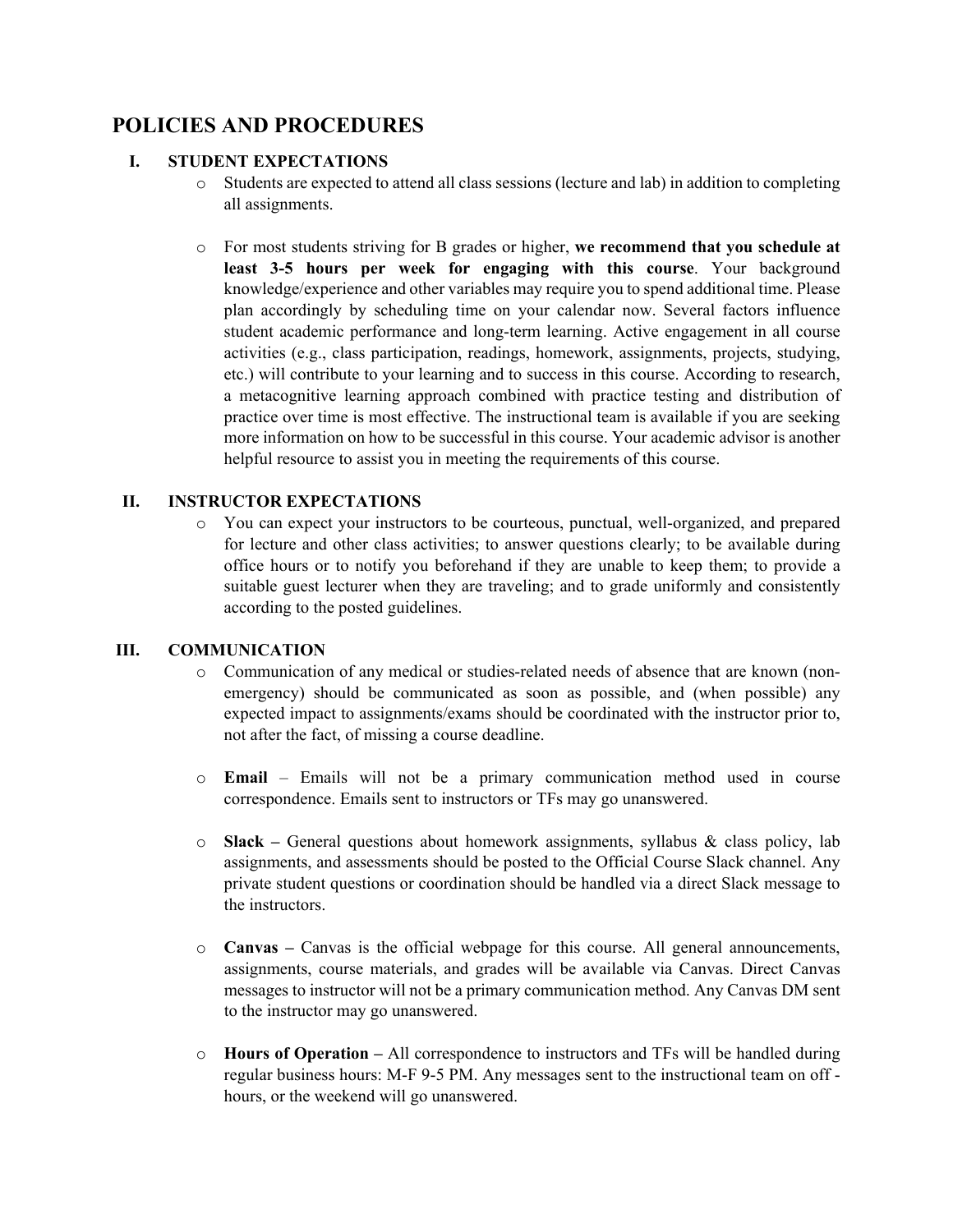# POLICIES AND PROCEDURES

## I. STUDENT EXPECTATIONS

- Students are expected to attend all class sessions (lecture and lab) in addition to completing all assignments.

- For most students striving for B grades or higher, **we recommend that you schedule at least 3-5 hours per week for engaging with this course**. Your background knowledge/experience and other variables may require you to spend additional time. Please plan accordingly by scheduling time on your calendar now. Several factors influence student academic performance and long-term learning. Active engagement in all course activities (e.g., class participation, readings, homework, assignments, projects, studying, etc.) will contribute to your learning and to success in this course. According to research, a metacognitive learning approach combined with practice testing and distribution of practice over time is most effective. The instructional team is available if you are seeking more information on how to be successful in this course. Your academic advisor is another helpful resource to assist you in meeting the requirements of this course.

## II. INSTRUCTOR EXPECTATIONS

- You can expect your instructors to be courteous, punctual, well-organized, and prepared for lecture and other class activities; to answer questions clearly; to be available during office hours or to notify you beforehand if they are unable to keep them; to provide a suitable guest lecturer when they are traveling; and to grade uniformly and consistently according to the posted guidelines.

## III. COMMUNICATION

- Communication of any medical or studies-related needs of absence that are known (non-emergency) should be communicated as soon as possible, and (when possible) any expected impact to assignments/exams should be coordinated with the instructor prior to, not after the fact, of missing a course deadline.

- **Email** – Emails will not be a primary communication method used in course correspondence. Emails sent to instructors or TFs may go unanswered.

- **Slack –** General questions about homework assignments, syllabus & class policy, lab assignments, and assessments should be posted to the Official Course Slack channel. Any private student questions or coordination should be handled via a direct Slack message to the instructors.

- **Canvas –** Canvas is the official webpage for this course. All general announcements, assignments, course materials, and grades will be available via Canvas. Direct Canvas messages to instructor will not be a primary communication method. Any Canvas DM sent to the instructor may go unanswered.

- **Hours of Operation –** All correspondence to instructors and TFs will be handled during regular business hours: M-F 9-5 PM. Any messages sent to the instructional team on off - hours, or the weekend will go unanswered.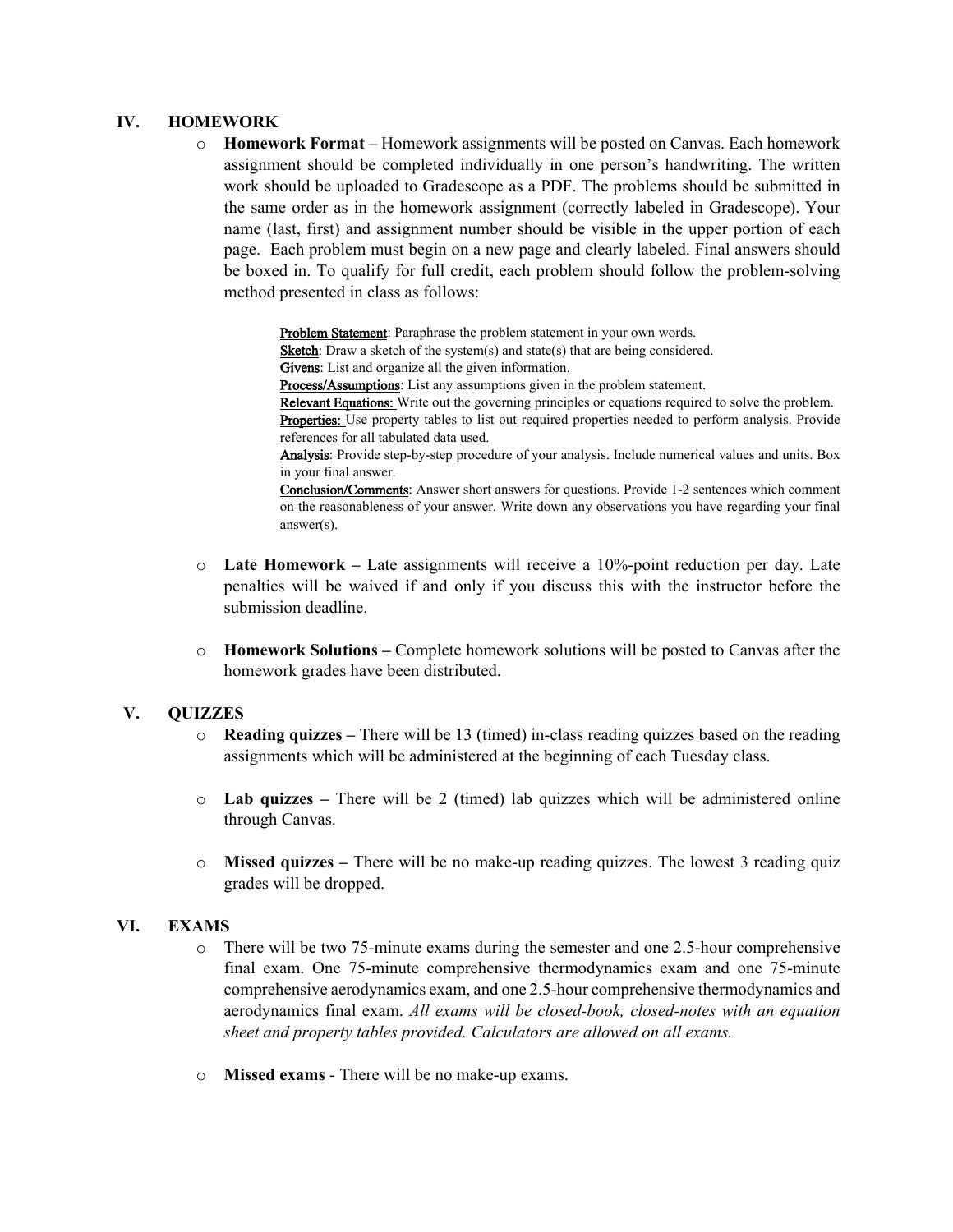## IV. HOMEWORK

- **Homework Format** – Homework assignments will be posted on Canvas. Each homework assignment should be completed individually in one person's handwriting. The written work should be uploaded to Gradescope as a PDF. The problems should be submitted in the same order as in the homework assignment (correctly labeled in Gradescope). Your name (last, first) and assignment number should be visible in the upper portion of each page. Each problem must begin on a new page and clearly labeled. Final answers should be boxed in. To qualify for full credit, each problem should follow the problem-solving method presented in class as follows:

  > <u>Problem Statement</u>: Paraphrase the problem statement in your own words.
  > <u>Sketch</u>: Draw a sketch of the system(s) and state(s) that are being considered.
  > <u>Givens</u>: List and organize all the given information.
  > <u>Process/Assumptions</u>: List any assumptions given in the problem statement.
  > <u>Relevant Equations:</u> Write out the governing principles or equations required to solve the problem.
  > <u>Properties:</u> Use property tables to list out required properties needed to perform analysis. Provide references for all tabulated data used.
  > <u>Analysis</u>: Provide step-by-step procedure of your analysis. Include numerical values and units. Box in your final answer.
  > <u>Conclusion/Comments</u>: Answer short answers for questions. Provide 1-2 sentences which comment on the reasonableness of your answer. Write down any observations you have regarding your final answer(s).

- **Late Homework –** Late assignments will receive a 10%-point reduction per day. Late penalties will be waived if and only if you discuss this with the instructor before the submission deadline.

- **Homework Solutions –** Complete homework solutions will be posted to Canvas after the homework grades have been distributed.

## V. QUIZZES

- **Reading quizzes –** There will be 13 (timed) in-class reading quizzes based on the reading assignments which will be administered at the beginning of each Tuesday class.

- **Lab quizzes –** There will be 2 (timed) lab quizzes which will be administered online through Canvas.

- **Missed quizzes –** There will be no make-up reading quizzes. The lowest 3 reading quiz grades will be dropped.

## VI. EXAMS

- There will be two 75-minute exams during the semester and one 2.5-hour comprehensive final exam. One 75-minute comprehensive thermodynamics exam and one 75-minute comprehensive aerodynamics exam, and one 2.5-hour comprehensive thermodynamics and aerodynamics final exam. *All exams will be closed-book, closed-notes with an equation sheet and property tables provided. Calculators are allowed on all exams.*

- **Missed exams** - There will be no make-up exams.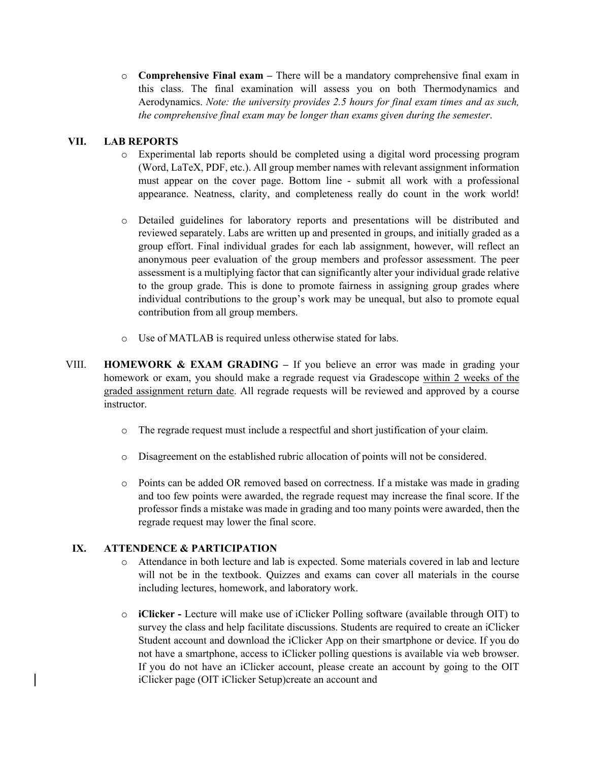- **Comprehensive Final exam –** There will be a mandatory comprehensive final exam in this class. The final examination will assess you on both Thermodynamics and Aerodynamics. *Note: the university provides 2.5 hours for final exam times and as such, the comprehensive final exam may be longer than exams given during the semester*.

## VII. LAB REPORTS

- Experimental lab reports should be completed using a digital word processing program (Word, LaTeX, PDF, etc.). All group member names with relevant assignment information must appear on the cover page. Bottom line - submit all work with a professional appearance. Neatness, clarity, and completeness really do count in the work world!

- Detailed guidelines for laboratory reports and presentations will be distributed and reviewed separately. Labs are written up and presented in groups, and initially graded as a group effort. Final individual grades for each lab assignment, however, will reflect an anonymous peer evaluation of the group members and professor assessment. The peer assessment is a multiplying factor that can significantly alter your individual grade relative to the group grade. This is done to promote fairness in assigning group grades where individual contributions to the group's work may be unequal, but also to promote equal contribution from all group members.

- Use of MATLAB is required unless otherwise stated for labs.

## VIII. HOMEWORK & EXAM GRADING

**HOMEWORK & EXAM GRADING –** If you believe an error was made in grading your homework or exam, you should make a regrade request via Gradescope <u>within 2 weeks of the graded assignment return date</u>. All regrade requests will be reviewed and approved by a course instructor.

- The regrade request must include a respectful and short justification of your claim.

- Disagreement on the established rubric allocation of points will not be considered.

- Points can be added OR removed based on correctness. If a mistake was made in grading and too few points were awarded, the regrade request may increase the final score. If the professor finds a mistake was made in grading and too many points were awarded, then the regrade request may lower the final score.

## IX. ATTENDENCE & PARTICIPATION

- Attendance in both lecture and lab is expected. Some materials covered in lab and lecture will not be in the textbook. Quizzes and exams can cover all materials in the course including lectures, homework, and laboratory work.

- **iClicker -** Lecture will make use of iClicker Polling software (available through OIT) to survey the class and help facilitate discussions. Students are required to create an iClicker Student account and download the iClicker App on their smartphone or device. If you do not have a smartphone, access to iClicker polling questions is available via web browser. If you do not have an iClicker account, please create an account by going to the OIT iClicker page (OIT iClicker Setup)create an account and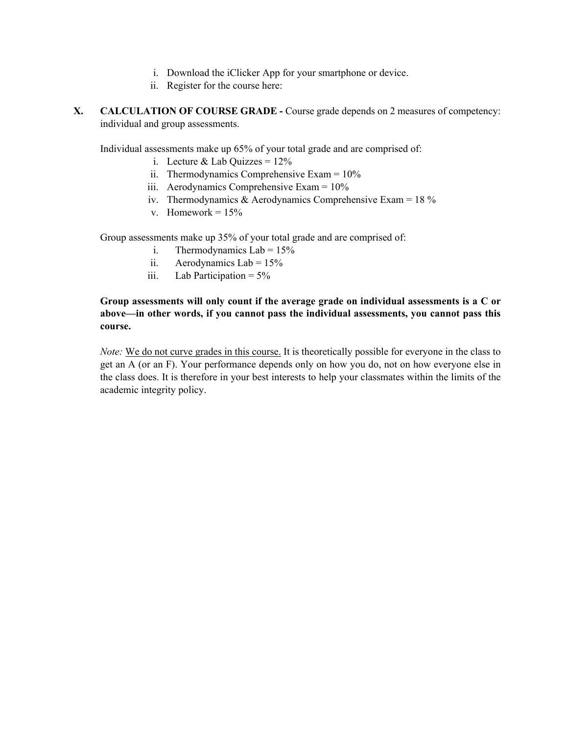i. Download the iClicker App for your smartphone or device.
ii. Register for the course here:

**X. CALCULATION OF COURSE GRADE -** Course grade depends on 2 measures of competency: individual and group assessments.

Individual assessments make up 65% of your total grade and are comprised of:

i. Lecture & Lab Quizzes = 12%
ii. Thermodynamics Comprehensive Exam = 10%
iii. Aerodynamics Comprehensive Exam = 10%
iv. Thermodynamics & Aerodynamics Comprehensive Exam = 18 %
v. Homework = 15%

Group assessments make up 35% of your total grade and are comprised of:

i. Thermodynamics Lab = 15%
ii. Aerodynamics Lab = 15%
iii. Lab Participation = 5%

**Group assessments will only count if the average grade on individual assessments is a C or above—in other words, if you cannot pass the individual assessments, you cannot pass this course.**

*Note:* <u>We do not curve grades in this course.</u> It is theoretically possible for everyone in the class to get an A (or an F). Your performance depends only on how you do, not on how everyone else in the class does. It is therefore in your best interests to help your classmates within the limits of the academic integrity policy.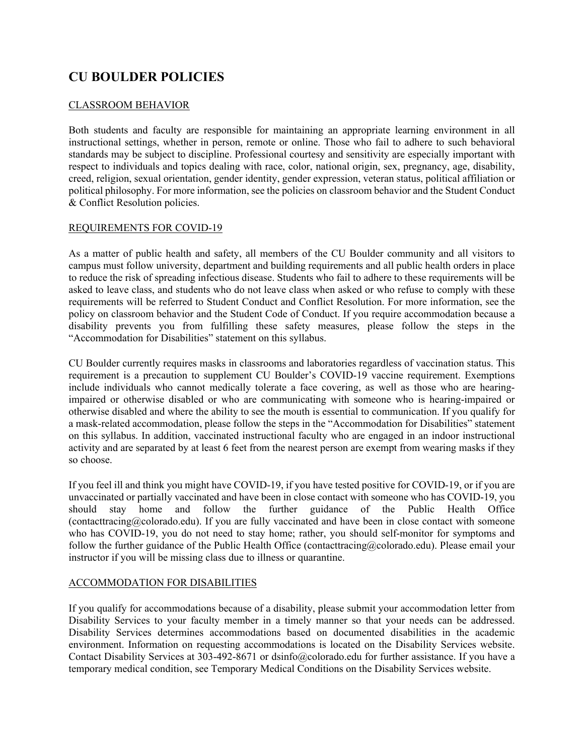# CU BOULDER POLICIES

## CLASSROOM BEHAVIOR

Both students and faculty are responsible for maintaining an appropriate learning environment in all instructional settings, whether in person, remote or online. Those who fail to adhere to such behavioral standards may be subject to discipline. Professional courtesy and sensitivity are especially important with respect to individuals and topics dealing with race, color, national origin, sex, pregnancy, age, disability, creed, religion, sexual orientation, gender identity, gender expression, veteran status, political affiliation or political philosophy. For more information, see the policies on classroom behavior and the Student Conduct & Conflict Resolution policies.

## REQUIREMENTS FOR COVID-19

As a matter of public health and safety, all members of the CU Boulder community and all visitors to campus must follow university, department and building requirements and all public health orders in place to reduce the risk of spreading infectious disease. Students who fail to adhere to these requirements will be asked to leave class, and students who do not leave class when asked or who refuse to comply with these requirements will be referred to Student Conduct and Conflict Resolution. For more information, see the policy on classroom behavior and the Student Code of Conduct. If you require accommodation because a disability prevents you from fulfilling these safety measures, please follow the steps in the "Accommodation for Disabilities" statement on this syllabus.

CU Boulder currently requires masks in classrooms and laboratories regardless of vaccination status. This requirement is a precaution to supplement CU Boulder's COVID-19 vaccine requirement. Exemptions include individuals who cannot medically tolerate a face covering, as well as those who are hearing-impaired or otherwise disabled or who are communicating with someone who is hearing-impaired or otherwise disabled and where the ability to see the mouth is essential to communication. If you qualify for a mask-related accommodation, please follow the steps in the "Accommodation for Disabilities" statement on this syllabus. In addition, vaccinated instructional faculty who are engaged in an indoor instructional activity and are separated by at least 6 feet from the nearest person are exempt from wearing masks if they so choose.

If you feel ill and think you might have COVID-19, if you have tested positive for COVID-19, or if you are unvaccinated or partially vaccinated and have been in close contact with someone who has COVID-19, you should stay home and follow the further guidance of the Public Health Office (contacttracing@colorado.edu). If you are fully vaccinated and have been in close contact with someone who has COVID-19, you do not need to stay home; rather, you should self-monitor for symptoms and follow the further guidance of the Public Health Office (contacttracing@colorado.edu). Please email your instructor if you will be missing class due to illness or quarantine.

## ACCOMMODATION FOR DISABILITIES

If you qualify for accommodations because of a disability, please submit your accommodation letter from Disability Services to your faculty member in a timely manner so that your needs can be addressed. Disability Services determines accommodations based on documented disabilities in the academic environment. Information on requesting accommodations is located on the Disability Services website. Contact Disability Services at 303-492-8671 or dsinfo@colorado.edu for further assistance. If you have a temporary medical condition, see Temporary Medical Conditions on the Disability Services website.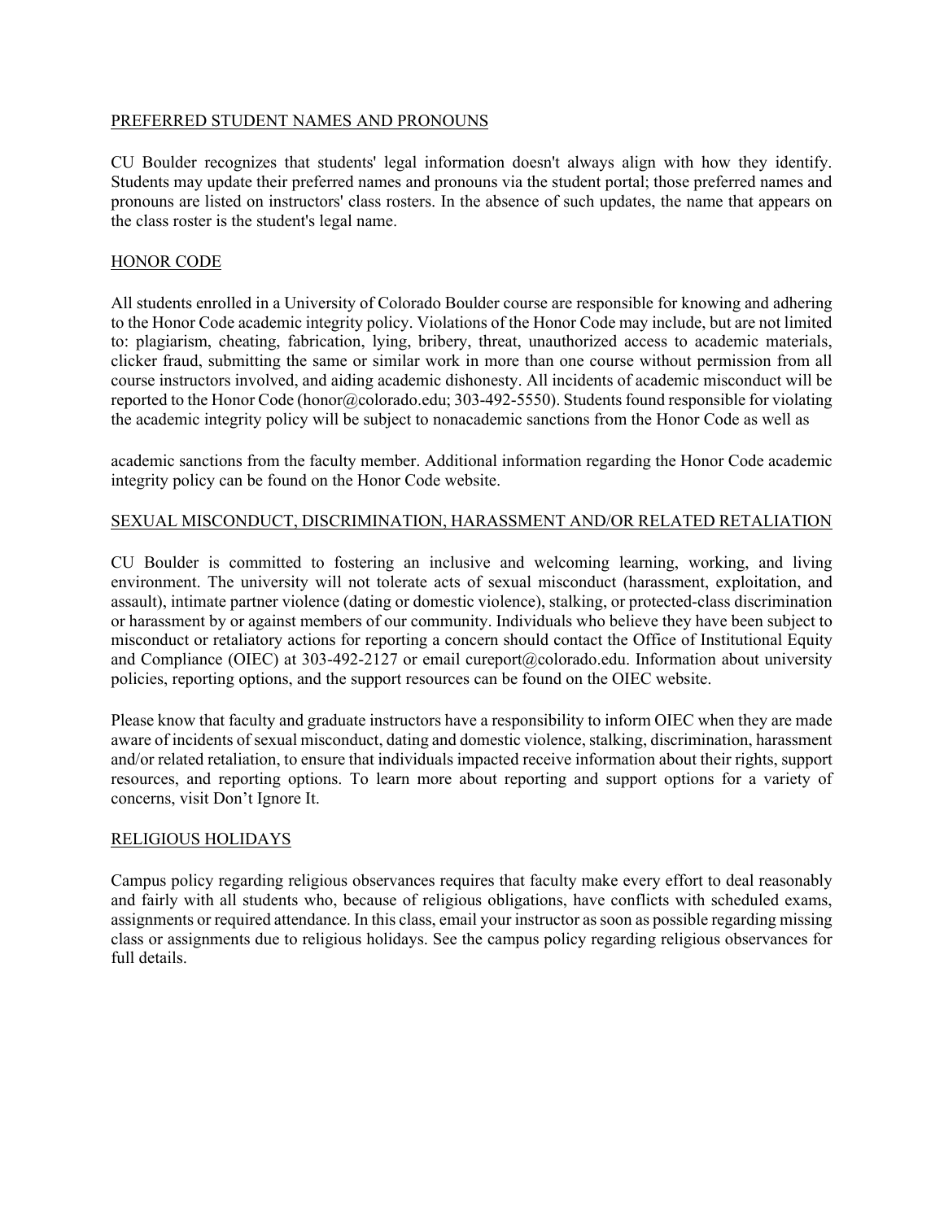## PREFERRED STUDENT NAMES AND PRONOUNS

CU Boulder recognizes that students' legal information doesn't always align with how they identify. Students may update their preferred names and pronouns via the student portal; those preferred names and pronouns are listed on instructors' class rosters. In the absence of such updates, the name that appears on the class roster is the student's legal name.

## HONOR CODE

All students enrolled in a University of Colorado Boulder course are responsible for knowing and adhering to the Honor Code academic integrity policy. Violations of the Honor Code may include, but are not limited to: plagiarism, cheating, fabrication, lying, bribery, threat, unauthorized access to academic materials, clicker fraud, submitting the same or similar work in more than one course without permission from all course instructors involved, and aiding academic dishonesty. All incidents of academic misconduct will be reported to the Honor Code (honor@colorado.edu; 303-492-5550). Students found responsible for violating the academic integrity policy will be subject to nonacademic sanctions from the Honor Code as well as academic sanctions from the faculty member. Additional information regarding the Honor Code academic integrity policy can be found on the Honor Code website.

## SEXUAL MISCONDUCT, DISCRIMINATION, HARASSMENT AND/OR RELATED RETALIATION

CU Boulder is committed to fostering an inclusive and welcoming learning, working, and living environment. The university will not tolerate acts of sexual misconduct (harassment, exploitation, and assault), intimate partner violence (dating or domestic violence), stalking, or protected-class discrimination or harassment by or against members of our community. Individuals who believe they have been subject to misconduct or retaliatory actions for reporting a concern should contact the Office of Institutional Equity and Compliance (OIEC) at 303-492-2127 or email cureport@colorado.edu. Information about university policies, reporting options, and the support resources can be found on the OIEC website.

Please know that faculty and graduate instructors have a responsibility to inform OIEC when they are made aware of incidents of sexual misconduct, dating and domestic violence, stalking, discrimination, harassment and/or related retaliation, to ensure that individuals impacted receive information about their rights, support resources, and reporting options. To learn more about reporting and support options for a variety of concerns, visit Don't Ignore It.

## RELIGIOUS HOLIDAYS

Campus policy regarding religious observances requires that faculty make every effort to deal reasonably and fairly with all students who, because of religious obligations, have conflicts with scheduled exams, assignments or required attendance. In this class, email your instructor as soon as possible regarding missing class or assignments due to religious holidays. See the campus policy regarding religious observances for full details.